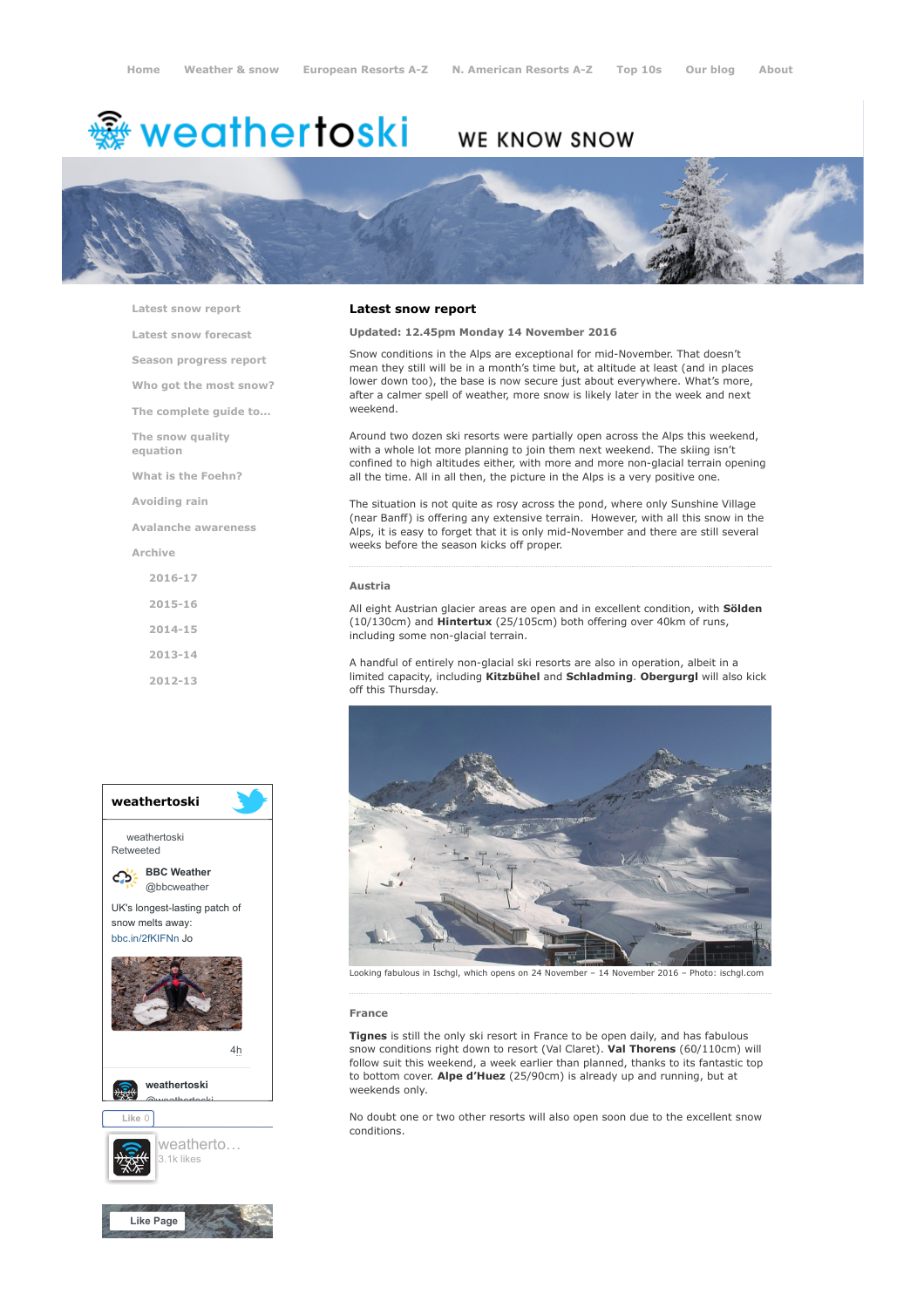Home | Weather & snow | European Resorts A-Z | N. American Resorts A-Z | Top 10s | Our blog | About

# weathertoski

WE KNOW SNOW

- Latest snow report
- Latest snow forecast
- Season progress report
- Who got the most snow?
- The complete guide to...
- The snow quality equation
- What is the Foehn?
- Avoiding rain
- Avalanche awareness
- Archive
  - 2016-17
  - 2015-16
  - 2014-15
  - 2013-14
  - 2012-13

## Latest snow report

**Updated: 12.45pm Monday 14 November 2016**

Snow conditions in the Alps are exceptional for mid-November. That doesn't mean they still will be in a month's time but, at altitude at least (and in places lower down too), the base is now secure just about everywhere. What's more, after a calmer spell of weather, more snow is likely later in the week and next weekend.

Around two dozen ski resorts were partially open across the Alps this weekend, with a whole lot more planning to join them next weekend. The skiing isn't confined to high altitudes either, with more and more non-glacial terrain opening all the time. All in all then, the picture in the Alps is a very positive one.

The situation is not quite as rosy across the pond, where only Sunshine Village (near Banff) is offering any extensive terrain. However, with all this snow in the Alps, it is easy to forget that it is only mid-November and there are still several weeks before the season kicks off proper.

### Austria

All eight Austrian glacier areas are open and in excellent condition, with **Sölden** (10/130cm) and **Hintertux** (25/105cm) both offering over 40km of runs, including some non-glacial terrain.

A handful of entirely non-glacial ski resorts are also in operation, albeit in a limited capacity, including **Kitzbühel** and **Schladming**. **Obergurgl** will also kick off this Thursday.

Looking fabulous in Ischgl, which opens on 24 November – 14 November 2016 – Photo: ischgl.com

### France

**Tignes** is still the only ski resort in France to be open daily, and has fabulous snow conditions right down to resort (Val Claret). **Val Thorens** (60/110cm) will follow suit this weekend, a week earlier than planned, thanks to its fantastic top to bottom cover. **Alpe d'Huez** (25/90cm) is already up and running, but at weekends only.

No doubt one or two other resorts will also open soon due to the excellent snow conditions.

**weathertoski**

weathertoski Retweeted

**BBC Weather** @bbcweather

UK's longest-lasting patch of snow melts away: bbc.in/2fKIFNn Jo

4h

**weathertoski** @weathertoski

Like 0

weatherto... 3.1k likes

Like Page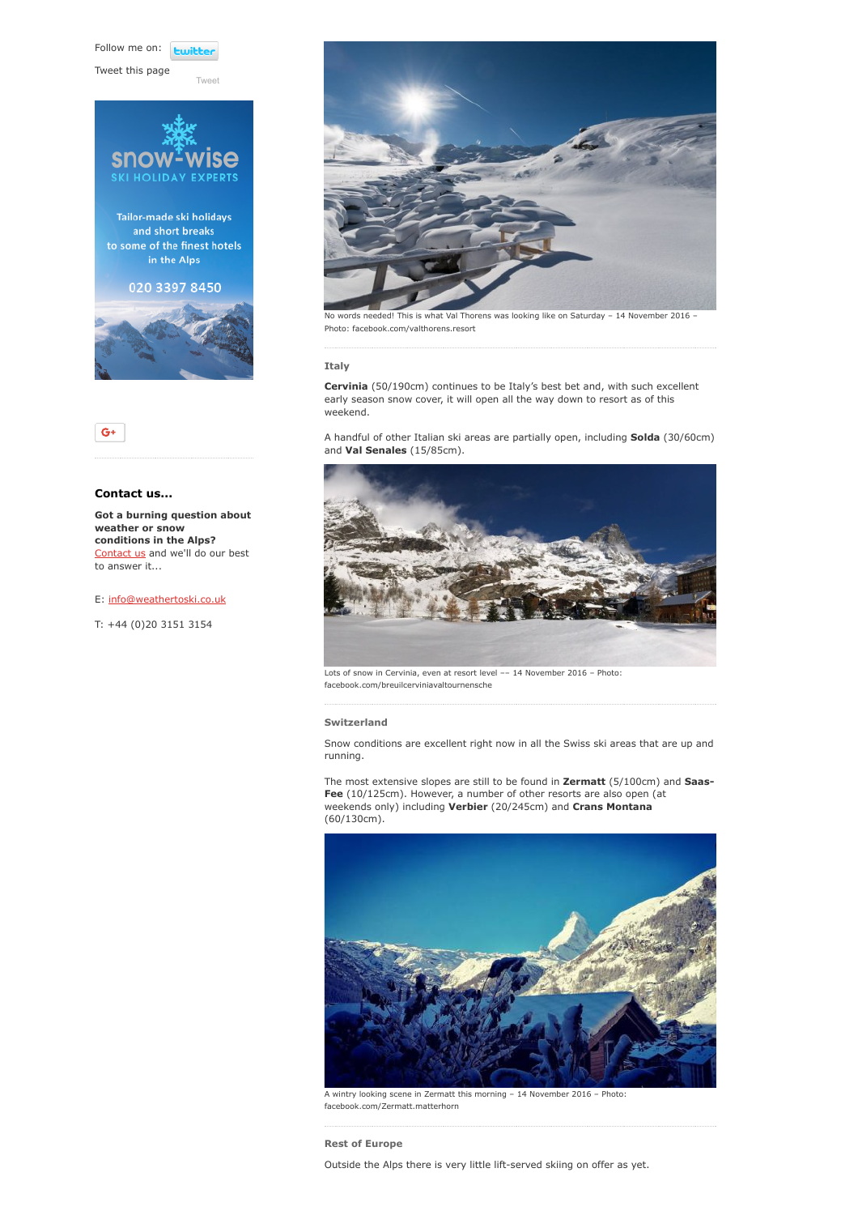Follow me on:

Tweet this page

Tweet

SNOW-WISE SKI HOLIDAY EXPERTS

Tailor-made ski holidays and short breaks to some of the finest hotels in the Alps

020 3397 8450

### Contact us...

**Got a burning question about weather or snow conditions in the Alps?** Contact us and we'll do our best to answer it...

E: info@weathertoski.co.uk

T: +44 (0)20 3151 3154

No words needed! This is what Val Thorens was looking like on Saturday – 14 November 2016 – Photo: facebook.com/valthorens.resort

#### Italy

**Cervinia** (50/190cm) continues to be Italy's best bet and, with such excellent early season snow cover, it will open all the way down to resort as of this weekend.

A handful of other Italian ski areas are partially open, including **Solda** (30/60cm) and **Val Senales** (15/85cm).

Lots of snow in Cervinia, even at resort level –– 14 November 2016 – Photo: facebook.com/breuilcerviniavaltournensche

#### Switzerland

Snow conditions are excellent right now in all the Swiss ski areas that are up and running.

The most extensive slopes are still to be found in **Zermatt** (5/100cm) and **Saas-Fee** (10/125cm). However, a number of other resorts are also open (at weekends only) including **Verbier** (20/245cm) and **Crans Montana** (60/130cm).

A wintry looking scene in Zermatt this morning – 14 November 2016 – Photo: facebook.com/Zermatt.matterhorn

#### Rest of Europe

Outside the Alps there is very little lift-served skiing on offer as yet.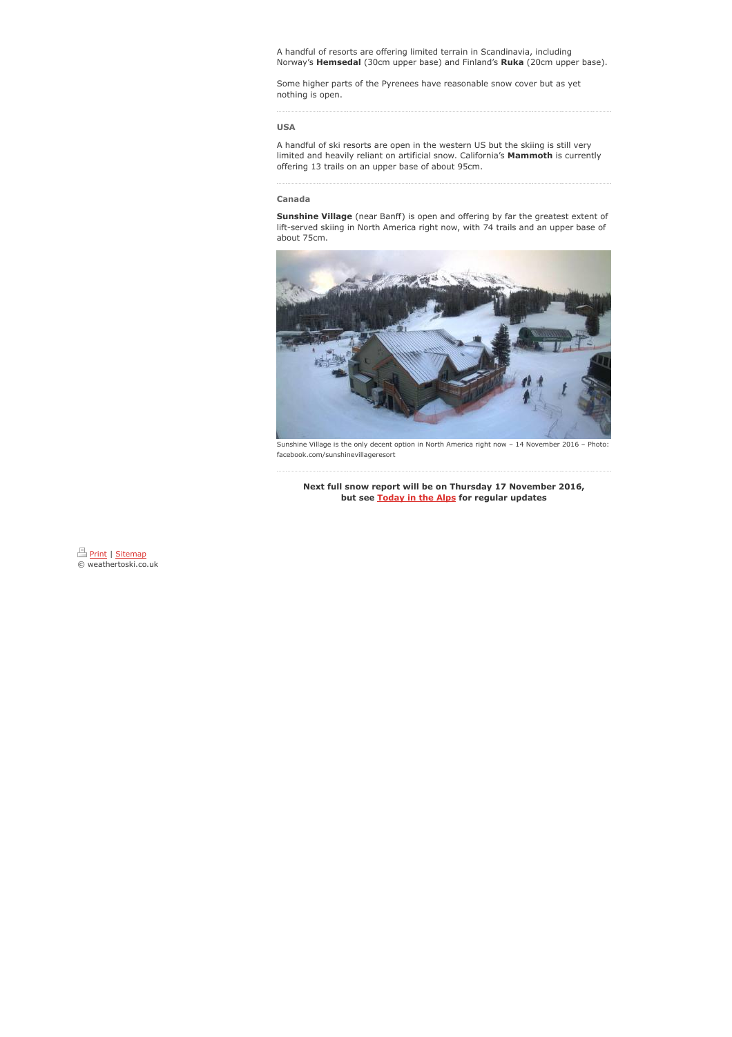A handful of resorts are offering limited terrain in Scandinavia, including Norway's **Hemsedal** (30cm upper base) and Finland's **Ruka** (20cm upper base).

Some higher parts of the Pyrenees have reasonable snow cover but as yet nothing is open.

### USA

A handful of ski resorts are open in the western US but the skiing is still very limited and heavily reliant on artificial snow. California's **Mammoth** is currently offering 13 trails on an upper base of about 95cm.

### Canada

**Sunshine Village** (near Banff) is open and offering by far the greatest extent of lift-served skiing in North America right now, with 74 trails and an upper base of about 75cm.

Sunshine Village is the only decent option in North America right now – 14 November 2016 – Photo: facebook.com/sunshinevillageresort

**Next full snow report will be on Thursday 17 November 2016, but see Today in the Alps for regular updates**

Print | Sitemap
© weathertoski.co.uk